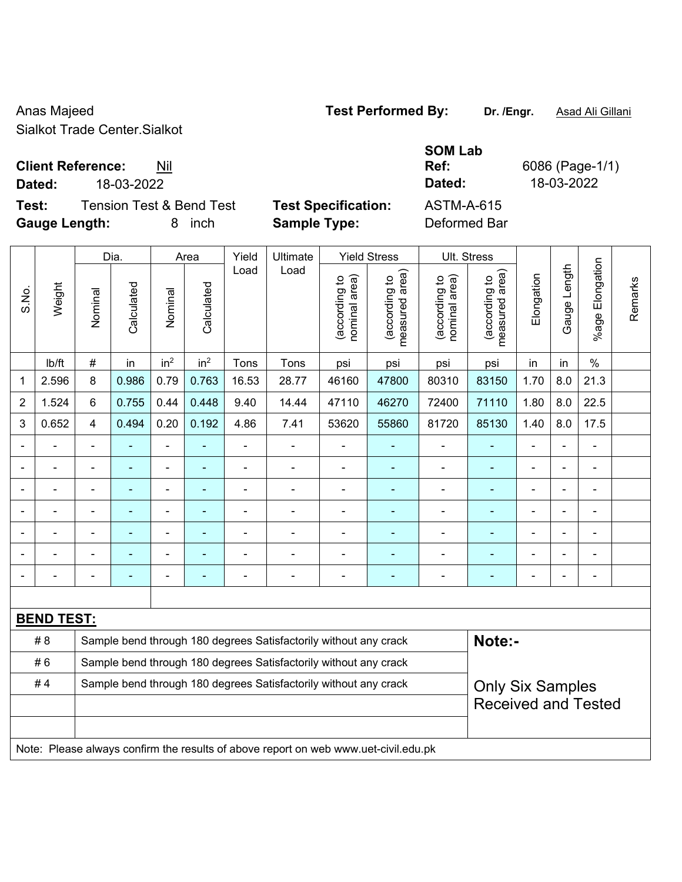Anas Majeed
Sialkot Trade Center.Sialkot

**Test Performed By:** **Dr. /Engr.** Asad Ali Gillani

**Client Reference:** Nil
**Dated:** 18-03-2022

**SOM Lab Ref:** 6086 (Page-1/1)
**Dated:** 18-03-2022

**Test:** Tension Test & Bend Test
**Gauge Length:** 8 inch

**Test Specification:** ASTM-A-615
**Sample Type:** Deformed Bar

| S.No. | Weight | Dia. | | Area | | Yield Load | Ultimate Load | Yield Stress | | Ult. Stress | | Elongation | Gauge Length | %age Elongation | Remarks |
|---|---|---|---|---|---|---|---|---|---|---|---|---|---|---|---|
| | | Nominal | Calculated | Nominal | Calculated | | | (according to nominal area) | (according to measured area) | (according to nominal area) | (according to measured area) | | | | |
| | lb/ft | # | in | in$^2$ | in$^2$ | Tons | Tons | psi | psi | psi | psi | in | in | % | |
| 1 | 2.596 | 8 | 0.986 | 0.79 | 0.763 | 16.53 | 28.77 | 46160 | 47800 | 80310 | 83150 | 1.70 | 8.0 | 21.3 | |
| 2 | 1.524 | 6 | 0.755 | 0.44 | 0.448 | 9.40 | 14.44 | 47110 | 46270 | 72400 | 71110 | 1.80 | 8.0 | 22.5 | |
| 3 | 0.652 | 4 | 0.494 | 0.20 | 0.192 | 4.86 | 7.41 | 53620 | 55860 | 81720 | 85130 | 1.40 | 8.0 | 17.5 | |
| - | - | - | - | - | - | - | - | - | - | - | - | - | - | - | |
| - | - | - | - | - | - | - | - | - | - | - | - | - | - | - | |
| - | - | - | - | - | - | - | - | - | - | - | - | - | - | - | |
| - | - | - | - | - | - | - | - | - | - | - | - | - | - | - | |
| - | - | - | - | - | - | - | - | - | - | - | - | - | - | - | |
| - | - | - | - | - | - | - | - | - | - | - | - | - | - | - | |
| - | - | - | - | - | - | - | - | - | - | - | - | - | - | - | |

**BEND TEST:**

| | |
|---|---|
| # 8 | Sample bend through 180 degrees Satisfactorily without any crack |
| # 6 | Sample bend through 180 degrees Satisfactorily without any crack |
| # 4 | Sample bend through 180 degrees Satisfactorily without any crack |

**Note:-**

Only Six Samples Received and Tested

Note: Please always confirm the results of above report on web www.uet-civil.edu.pk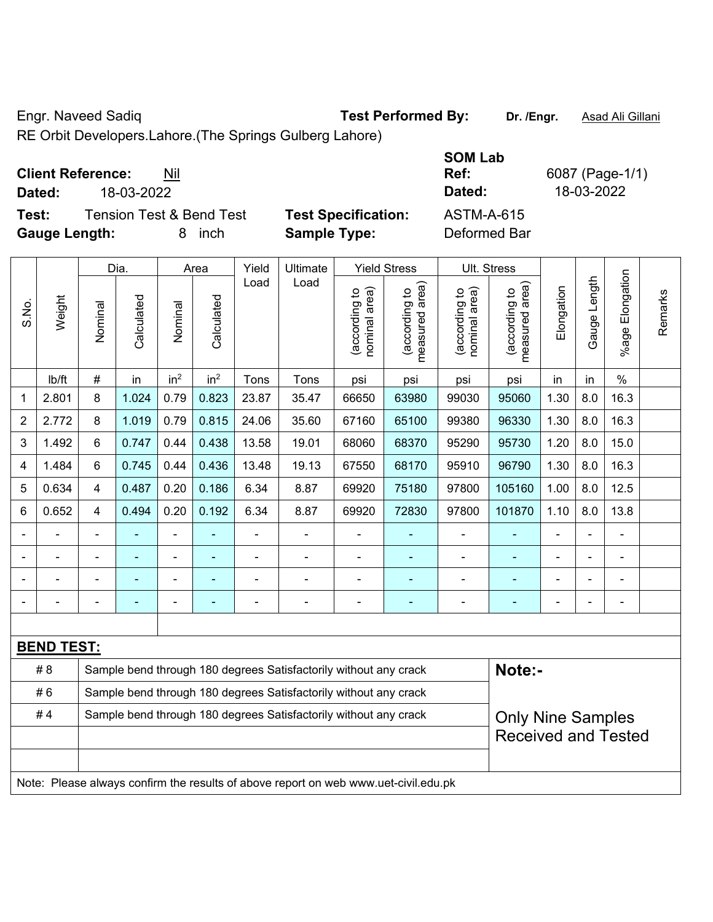Engr. Naveed Sadiq **Test Performed By:** **Dr. /Engr.** Asad Ali Gillani

RE Orbit Developers.Lahore.(The Springs Gulberg Lahore)

**Client Reference:** Nil
**Dated:** 18-03-2022

**SOM Lab Ref:** 6087 (Page-1/1)
**Dated:** 18-03-2022

**Test:** Tension Test & Bend Test
**Gauge Length:** 8 inch

**Test Specification:** ASTM-A-615
**Sample Type:** Deformed Bar

| S.No. | Weight | Dia. | | Area | | Yield Load | Ultimate Load | Yield Stress | | Ult. Stress | | Elongation | Gauge Length | %age Elongation | Remarks |
|---|---|---|---|---|---|---|---|---|---|---|---|---|---|---|---|
| | | Nominal | Calculated | Nominal | Calculated | | | (according to nominal area) | (according to measured area) | (according to nominal area) | (according to measured area) | | | | |
| | lb/ft | # | in | in$^2$ | in$^2$ | Tons | Tons | psi | psi | psi | psi | in | in | % | |
| 1 | 2.801 | 8 | 1.024 | 0.79 | 0.823 | 23.87 | 35.47 | 66650 | 63980 | 99030 | 95060 | 1.30 | 8.0 | 16.3 | |
| 2 | 2.772 | 8 | 1.019 | 0.79 | 0.815 | 24.06 | 35.60 | 67160 | 65100 | 99380 | 96330 | 1.30 | 8.0 | 16.3 | |
| 3 | 1.492 | 6 | 0.747 | 0.44 | 0.438 | 13.58 | 19.01 | 68060 | 68370 | 95290 | 95730 | 1.20 | 8.0 | 15.0 | |
| 4 | 1.484 | 6 | 0.745 | 0.44 | 0.436 | 13.48 | 19.13 | 67550 | 68170 | 95910 | 96790 | 1.30 | 8.0 | 16.3 | |
| 5 | 0.634 | 4 | 0.487 | 0.20 | 0.186 | 6.34 | 8.87 | 69920 | 75180 | 97800 | 105160 | 1.00 | 8.0 | 12.5 | |
| 6 | 0.652 | 4 | 0.494 | 0.20 | 0.192 | 6.34 | 8.87 | 69920 | 72830 | 97800 | 101870 | 1.10 | 8.0 | 13.8 | |
| - | - | - | - | - | - | - | - | - | - | - | - | - | - | - | |
| - | - | - | - | - | - | - | - | - | - | - | - | - | - | - | |
| - | - | - | - | - | - | - | - | - | - | - | - | - | - | - | |
| - | - | - | - | - | - | - | - | - | - | - | - | - | - | - | |

**BEND TEST:**

| | | |
|---|---|---|
| # 8 | Sample bend through 180 degrees Satisfactorily without any crack | **Note:-** |
| # 6 | Sample bend through 180 degrees Satisfactorily without any crack | |
| # 4 | Sample bend through 180 degrees Satisfactorily without any crack | Only Nine Samples Received and Tested |

Note: Please always confirm the results of above report on web www.uet-civil.edu.pk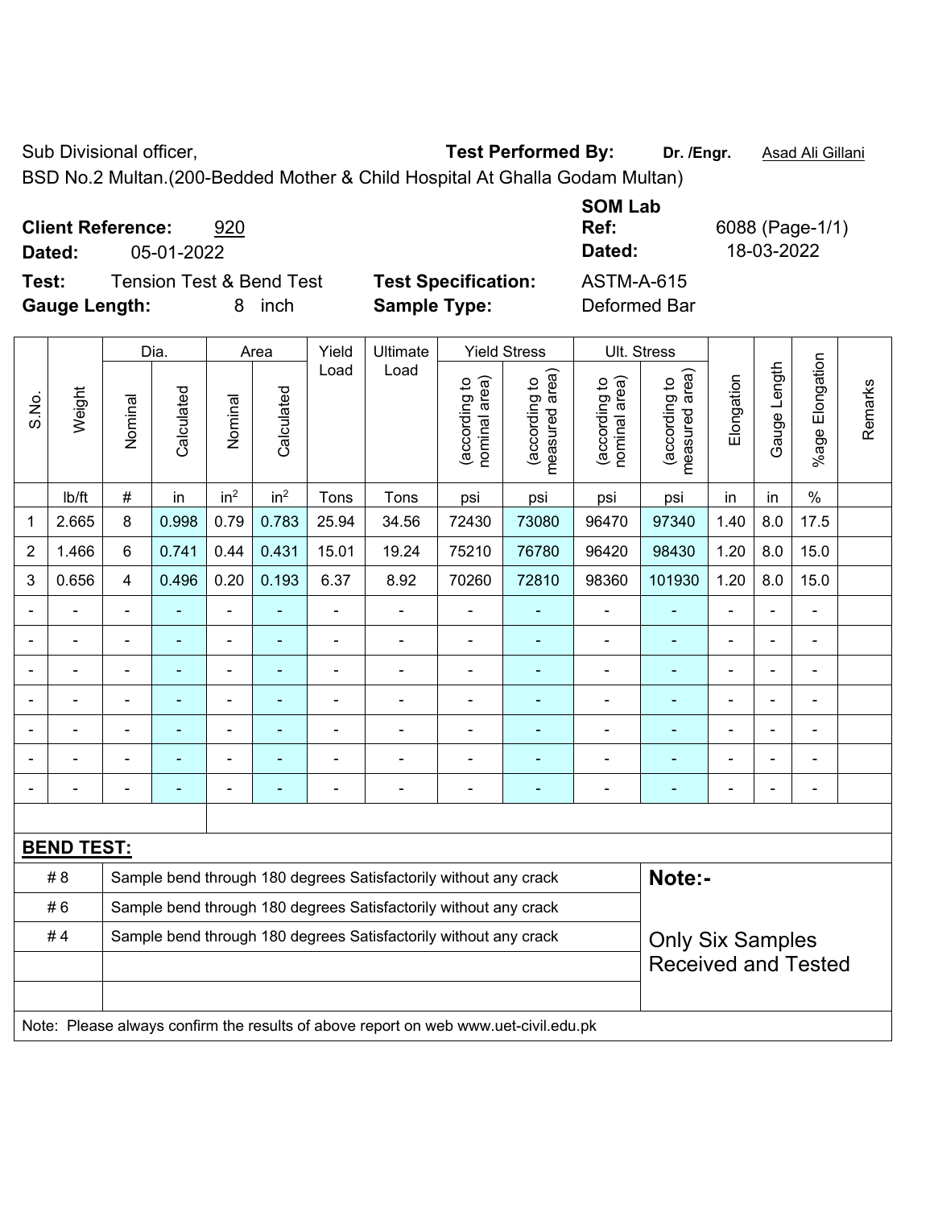Sub Divisional officer, **Test Performed By:** **Dr. /Engr.** Asad Ali Gillani

BSD No.2 Multan.(200-Bedded Mother & Child Hospital At Ghalla Godam Multan)

**Client Reference:** 920 **SOM Lab Ref:** 6088 (Page-1/1)

**Dated:** 05-01-2022 **Dated:** 18-03-2022

**Test:** Tension Test & Bend Test **Test Specification:** ASTM-A-615

**Gauge Length:** 8 inch **Sample Type:** Deformed Bar

| S.No. | Weight | Dia. | | Area | | Yield Load | Ultimate Load | Yield Stress | | Ult. Stress | | Elongation | Gauge Length | %age Elongation | Remarks |
|---|---|---|---|---|---|---|---|---|---|---|---|---|---|---|---|
| | | Nominal | Calculated | Nominal | Calculated | | | (according to nominal area) | (according to measured area) | (according to nominal area) | (according to measured area) | | | | |
| | lb/ft | # | in | in² | in² | Tons | Tons | psi | psi | psi | psi | in | in | % | |
| 1 | 2.665 | 8 | 0.998 | 0.79 | 0.783 | 25.94 | 34.56 | 72430 | 73080 | 96470 | 97340 | 1.40 | 8.0 | 17.5 | |
| 2 | 1.466 | 6 | 0.741 | 0.44 | 0.431 | 15.01 | 19.24 | 75210 | 76780 | 96420 | 98430 | 1.20 | 8.0 | 15.0 | |
| 3 | 0.656 | 4 | 0.496 | 0.20 | 0.193 | 6.37 | 8.92 | 70260 | 72810 | 98360 | 101930 | 1.20 | 8.0 | 15.0 | |
| - | - | - | - | - | - | - | - | - | - | - | - | - | - | - | |
| - | - | - | - | - | - | - | - | - | - | - | - | - | - | - | |
| - | - | - | - | - | - | - | - | - | - | - | - | - | - | - | |
| - | - | - | - | - | - | - | - | - | - | - | - | - | - | - | |
| - | - | - | - | - | - | - | - | - | - | - | - | - | - | - | |
| - | - | - | - | - | - | - | - | - | - | - | - | - | - | - | |
| - | - | - | - | - | - | - | - | - | - | - | - | - | - | - | |

**BEND TEST:**

| | | |
|---|---|---|
| # 8 | Sample bend through 180 degrees Satisfactorily without any crack | **Note:-** |
| # 6 | Sample bend through 180 degrees Satisfactorily without any crack | |
| # 4 | Sample bend through 180 degrees Satisfactorily without any crack | Only Six Samples Received and Tested |
| | | |
| | | |

Note: Please always confirm the results of above report on web www.uet-civil.edu.pk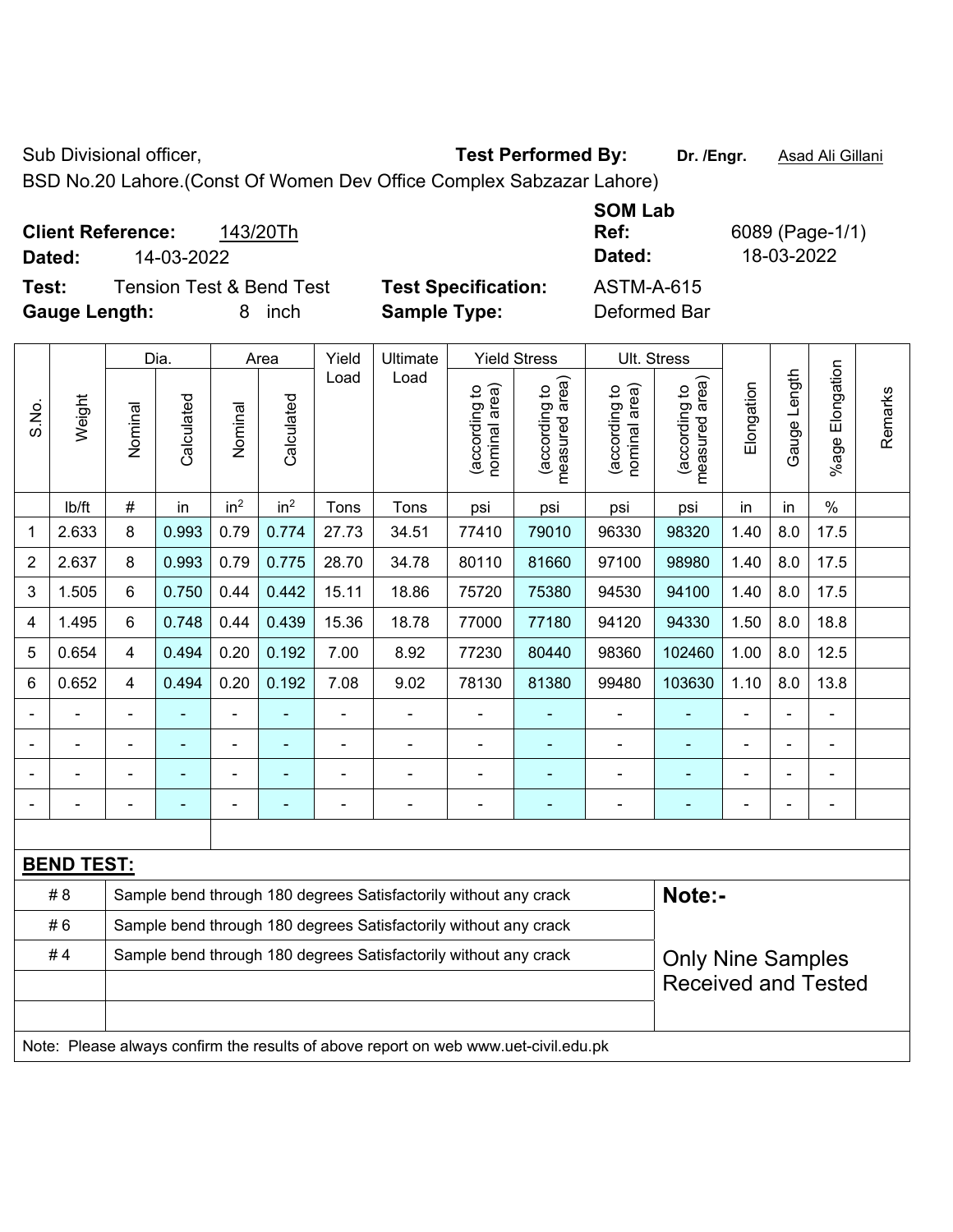Sub Divisional officer, **Test Performed By:** **Dr. /Engr.** Asad Ali Gillani

BSD No.20 Lahore.(Const Of Women Dev Office Complex Sabzazar Lahore)

**Client Reference:** 143/20Th
**Dated:** 14-03-2022

**SOM Lab Ref:** 6089 (Page-1/1)
**Dated:** 18-03-2022

**Test:** Tension Test & Bend Test
**Gauge Length:** 8 inch

**Test Specification:** ASTM-A-615
**Sample Type:** Deformed Bar

| S.No. | Weight | Dia. | | Area | | Yield Load | Ultimate Load | Yield Stress | | Ult. Stress | | Elongation | Gauge Length | %age Elongation | Remarks |
|---|---|---|---|---|---|---|---|---|---|---|---|---|---|---|---|
| | | Nominal | Calculated | Nominal | Calculated | | | (according to nominal area) | (according to measured area) | (according to nominal area) | (according to measured area) | | | | |
| | lb/ft | # | in | in² | in² | Tons | Tons | psi | psi | psi | psi | in | in | % | |
| 1 | 2.633 | 8 | 0.993 | 0.79 | 0.774 | 27.73 | 34.51 | 77410 | 79010 | 96330 | 98320 | 1.40 | 8.0 | 17.5 | |
| 2 | 2.637 | 8 | 0.993 | 0.79 | 0.775 | 28.70 | 34.78 | 80110 | 81660 | 97100 | 98980 | 1.40 | 8.0 | 17.5 | |
| 3 | 1.505 | 6 | 0.750 | 0.44 | 0.442 | 15.11 | 18.86 | 75720 | 75380 | 94530 | 94100 | 1.40 | 8.0 | 17.5 | |
| 4 | 1.495 | 6 | 0.748 | 0.44 | 0.439 | 15.36 | 18.78 | 77000 | 77180 | 94120 | 94330 | 1.50 | 8.0 | 18.8 | |
| 5 | 0.654 | 4 | 0.494 | 0.20 | 0.192 | 7.00 | 8.92 | 77230 | 80440 | 98360 | 102460 | 1.00 | 8.0 | 12.5 | |
| 6 | 0.652 | 4 | 0.494 | 0.20 | 0.192 | 7.08 | 9.02 | 78130 | 81380 | 99480 | 103630 | 1.10 | 8.0 | 13.8 | |
| - | - | - | - | - | - | - | - | - | - | - | - | - | - | - | |
| - | - | - | - | - | - | - | - | - | - | - | - | - | - | - | |
| - | - | - | - | - | - | - | - | - | - | - | - | - | - | - | |
| - | - | - | - | - | - | - | - | - | - | - | - | - | - | - | |

**BEND TEST:**

| | | |
|---|---|---|
| # 8 | Sample bend through 180 degrees Satisfactorily without any crack | **Note:-** |
| # 6 | Sample bend through 180 degrees Satisfactorily without any crack | |
| # 4 | Sample bend through 180 degrees Satisfactorily without any crack | Only Nine Samples Received and Tested |

Note: Please always confirm the results of above report on web www.uet-civil.edu.pk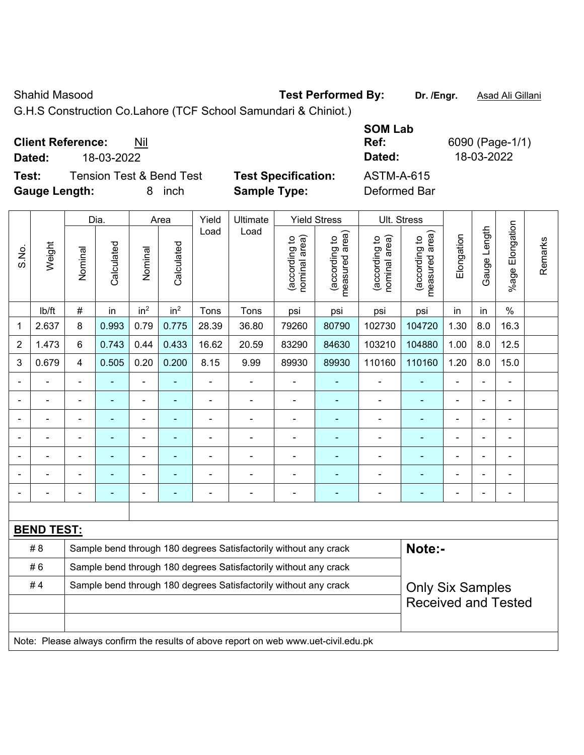Shahid Masood **Test Performed By:** **Dr. /Engr.** Asad Ali Gillani

G.H.S Construction Co.Lahore (TCF School Samundari & Chiniot.)

**Client Reference:** Nil

**Dated:** 18-03-2022

**SOM Lab Ref:** 6090 (Page-1/1)

**Dated:** 18-03-2022

**Test:** Tension Test & Bend Test **Test Specification:** ASTM-A-615

**Gauge Length:** 8 inch **Sample Type:** Deformed Bar

| S.No. | Weight | Dia. | | Area | | Yield Load | Ultimate Load | Yield Stress | | Ult. Stress | | Elongation | Gauge Length | %age Elongation | Remarks |
|---|---|---|---|---|---|---|---|---|---|---|---|---|---|---|---|
| | | Nominal | Calculated | Nominal | Calculated | | | (according to nominal area) | (according to measured area) | (according to nominal area) | (according to measured area) | | | | |
| | lb/ft | # | in | $in^2$ | $in^2$ | Tons | Tons | psi | psi | psi | psi | in | in | % | |
| 1 | 2.637 | 8 | 0.993 | 0.79 | 0.775 | 28.39 | 36.80 | 79260 | 80790 | 102730 | 104720 | 1.30 | 8.0 | 16.3 | |
| 2 | 1.473 | 6 | 0.743 | 0.44 | 0.433 | 16.62 | 20.59 | 83290 | 84630 | 103210 | 104880 | 1.00 | 8.0 | 12.5 | |
| 3 | 0.679 | 4 | 0.505 | 0.20 | 0.200 | 8.15 | 9.99 | 89930 | 89930 | 110160 | 110160 | 1.20 | 8.0 | 15.0 | |
| - | - | - | - | - | - | - | - | - | - | - | - | - | - | - | |
| - | - | - | - | - | - | - | - | - | - | - | - | - | - | - | |
| - | - | - | - | - | - | - | - | - | - | - | - | - | - | - | |
| - | - | - | - | - | - | - | - | - | - | - | - | - | - | - | |
| - | - | - | - | - | - | - | - | - | - | - | - | - | - | - | |
| - | - | - | - | - | - | - | - | - | - | - | - | - | - | - | |
| - | - | - | - | - | - | - | - | - | - | - | - | - | - | - | |

**BEND TEST:**

| | | |
|---|---|---|
| # 8 | Sample bend through 180 degrees Satisfactorily without any crack | **Note:-** |
| # 6 | Sample bend through 180 degrees Satisfactorily without any crack | |
| # 4 | Sample bend through 180 degrees Satisfactorily without any crack | Only Six Samples Received and Tested |

Note: Please always confirm the results of above report on web www.uet-civil.edu.pk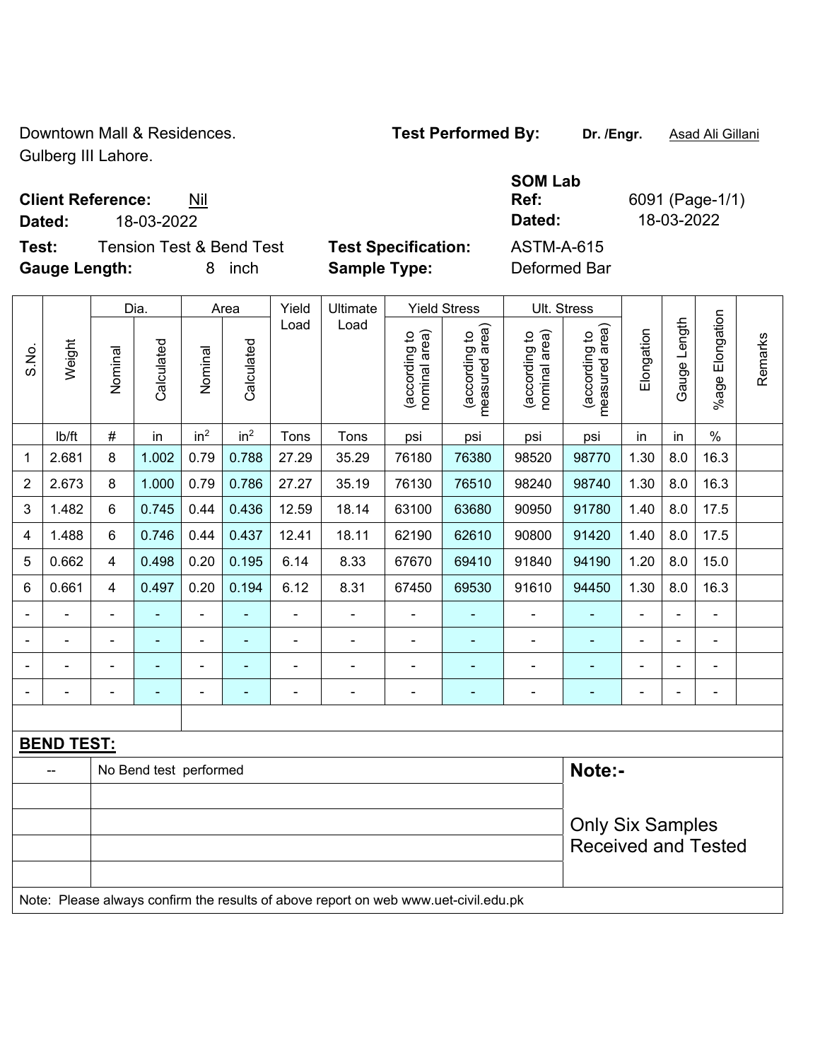Downtown Mall & Residences.
Gulberg III Lahore.

**Test Performed By:** **Dr. /Engr.** Asad Ali Gillani

**SOM Lab**

**Client Reference:** Nil

**Ref:** 6091 (Page-1/1)

**Dated:** 18-03-2022

**Dated:** 18-03-2022

**Test:** Tension Test & Bend Test

**Test Specification:** ASTM-A-615

**Gauge Length:** 8 inch

**Sample Type:** Deformed Bar

| S.No. | Weight | Dia. | | Area | | Yield Load | Ultimate Load | Yield Stress | | Ult. Stress | | Elongation | Gauge Length | %age Elongation | Remarks |
|---|---|---|---|---|---|---|---|---|---|---|---|---|---|---|---|
| | | Nominal | Calculated | Nominal | Calculated | | | (according to nominal area) | (according to measured area) | (according to nominal area) | (according to measured area) | | | | |
| | lb/ft | # | in | $in^2$ | $in^2$ | Tons | Tons | psi | psi | psi | psi | in | in | % | |
| 1 | 2.681 | 8 | 1.002 | 0.79 | 0.788 | 27.29 | 35.29 | 76180 | 76380 | 98520 | 98770 | 1.30 | 8.0 | 16.3 | |
| 2 | 2.673 | 8 | 1.000 | 0.79 | 0.786 | 27.27 | 35.19 | 76130 | 76510 | 98240 | 98740 | 1.30 | 8.0 | 16.3 | |
| 3 | 1.482 | 6 | 0.745 | 0.44 | 0.436 | 12.59 | 18.14 | 63100 | 63680 | 90950 | 91780 | 1.40 | 8.0 | 17.5 | |
| 4 | 1.488 | 6 | 0.746 | 0.44 | 0.437 | 12.41 | 18.11 | 62190 | 62610 | 90800 | 91420 | 1.40 | 8.0 | 17.5 | |
| 5 | 0.662 | 4 | 0.498 | 0.20 | 0.195 | 6.14 | 8.33 | 67670 | 69410 | 91840 | 94190 | 1.20 | 8.0 | 15.0 | |
| 6 | 0.661 | 4 | 0.497 | 0.20 | 0.194 | 6.12 | 8.31 | 67450 | 69530 | 91610 | 94450 | 1.30 | 8.0 | 16.3 | |
| - | - | - | - | - | - | - | - | - | - | - | - | - | - | - | |
| - | - | - | - | - | - | - | - | - | - | - | - | - | - | - | |
| - | - | - | - | - | - | - | - | - | - | - | - | - | - | - | |
| - | - | - | - | - | - | - | - | - | - | - | - | - | - | - | |

**BEND TEST:**

| | | |
|---|---|---|
| -- | No Bend test performed | **Note:-** |
| | | Only Six Samples Received and Tested |

Note: Please always confirm the results of above report on web www.uet-civil.edu.pk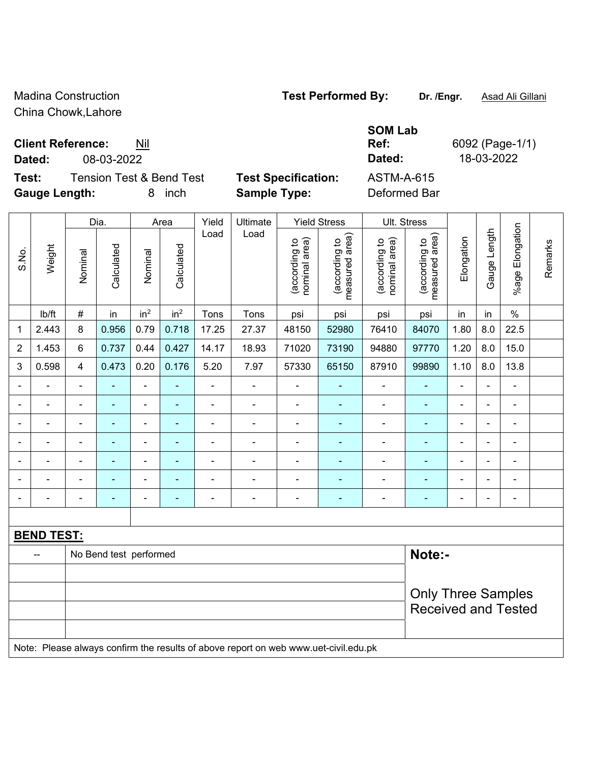Madina Construction
China Chowk,Lahore

**Test Performed By:** **Dr. /Engr.** Asad Ali Gillani

**SOM Lab**

**Client Reference:** Nil
**Dated:** 08-03-2022

**Ref:** 6092 (Page-1/1)
**Dated:** 18-03-2022

**Test:** Tension Test & Bend Test
**Gauge Length:** 8 inch

**Test Specification:** ASTM-A-615
**Sample Type:** Deformed Bar

| S.No. | Weight | Dia. | | Area | | Yield Load | Ultimate Load | Yield Stress | | Ult. Stress | | Elongation | Gauge Length | %age Elongation | Remarks |
|---|---|---|---|---|---|---|---|---|---|---|---|---|---|---|---|
| | | Nominal | Calculated | Nominal | Calculated | | | (according to nominal area) | (according to measured area) | (according to nominal area) | (according to measured area) | | | | |
| | lb/ft | # | in | $in^2$ | $in^2$ | Tons | Tons | psi | psi | psi | psi | in | in | % | |
| 1 | 2.443 | 8 | 0.956 | 0.79 | 0.718 | 17.25 | 27.37 | 48150 | 52980 | 76410 | 84070 | 1.80 | 8.0 | 22.5 | |
| 2 | 1.453 | 6 | 0.737 | 0.44 | 0.427 | 14.17 | 18.93 | 71020 | 73190 | 94880 | 97770 | 1.20 | 8.0 | 15.0 | |
| 3 | 0.598 | 4 | 0.473 | 0.20 | 0.176 | 5.20 | 7.97 | 57330 | 65150 | 87910 | 99890 | 1.10 | 8.0 | 13.8 | |
| - | - | - | - | - | - | - | - | - | - | - | - | - | - | - | |
| - | - | - | - | - | - | - | - | - | - | - | - | - | - | - | |
| - | - | - | - | - | - | - | - | - | - | - | - | - | - | - | |
| - | - | - | - | - | - | - | - | - | - | - | - | - | - | - | |
| - | - | - | - | - | - | - | - | - | - | - | - | - | - | - | |
| - | - | - | - | - | - | - | - | - | - | - | - | - | - | - | |
| - | - | - | - | - | - | - | - | - | - | - | - | - | - | - | |

**BEND TEST:**

| -- | No Bend test performed |
|---|---|

**Note:-**

Only Three Samples Received and Tested

Note: Please always confirm the results of above report on web www.uet-civil.edu.pk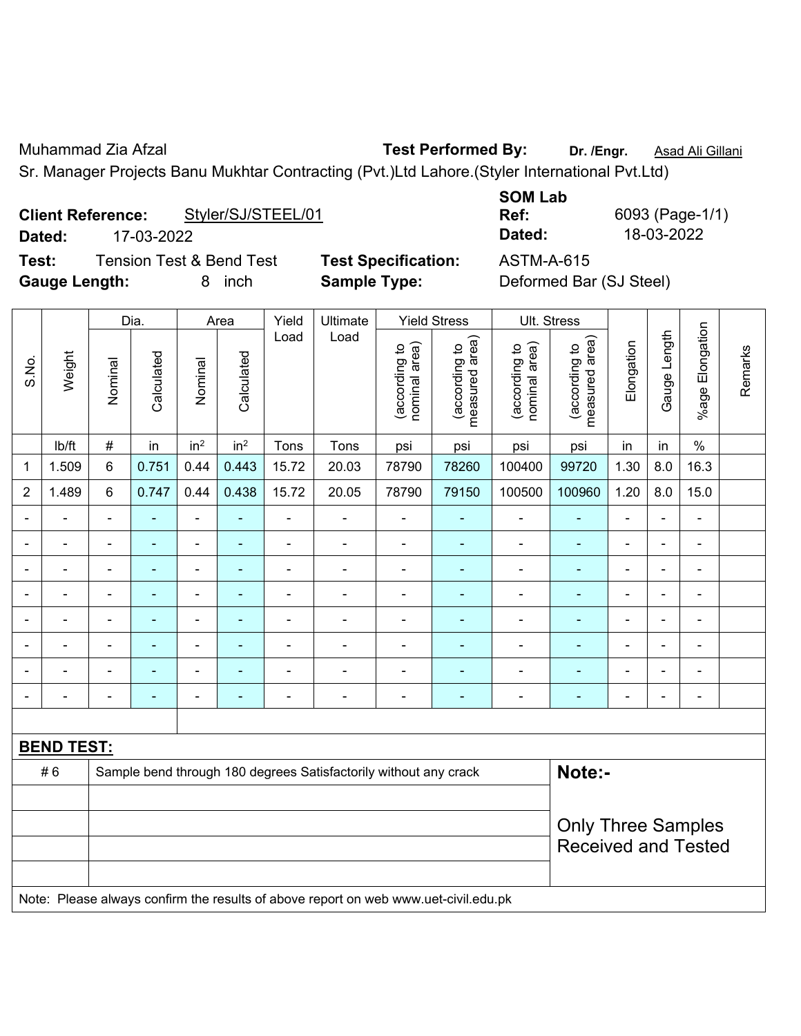Muhammad Zia Afzal **Test Performed By:** **Dr. /Engr.** Asad Ali Gillani

Sr. Manager Projects Banu Mukhtar Contracting (Pvt.)Ltd Lahore.(Styler International Pvt.Ltd)

**Client Reference:** Styler/SJ/STEEL/01 **SOM Lab Ref:** 6093 (Page-1/1)

**Dated:** 17-03-2022 **Dated:** 18-03-2022

**Test:** Tension Test & Bend Test **Test Specification:** ASTM-A-615

**Gauge Length:** 8 inch **Sample Type:** Deformed Bar (SJ Steel)

| S.No. | Weight | Dia. | | Area | | Yield Load | Ultimate Load | Yield Stress | | Ult. Stress | | Elongation | Gauge Length | %age Elongation | Remarks |
|---|---|---|---|---|---|---|---|---|---|---|---|---|---|---|---|
| | | Nominal | Calculated | Nominal | Calculated | | | (according to nominal area) | (according to measured area) | (according to nominal area) | (according to measured area) | | | | |
| | lb/ft | # | in | in² | in² | Tons | Tons | psi | psi | psi | psi | in | in | % | |
| 1 | 1.509 | 6 | 0.751 | 0.44 | 0.443 | 15.72 | 20.03 | 78790 | 78260 | 100400 | 99720 | 1.30 | 8.0 | 16.3 | |
| 2 | 1.489 | 6 | 0.747 | 0.44 | 0.438 | 15.72 | 20.05 | 78790 | 79150 | 100500 | 100960 | 1.20 | 8.0 | 15.0 | |
| - | - | - | - | - | - | - | - | - | - | - | - | - | - | - | |
| - | - | - | - | - | - | - | - | - | - | - | - | - | - | - | |
| - | - | - | - | - | - | - | - | - | - | - | - | - | - | - | |
| - | - | - | - | - | - | - | - | - | - | - | - | - | - | - | |
| - | - | - | - | - | - | - | - | - | - | - | - | - | - | - | |
| - | - | - | - | - | - | - | - | - | - | - | - | - | - | - | |
| - | - | - | - | - | - | - | - | - | - | - | - | - | - | - | |
| - | - | - | - | - | - | - | - | - | - | - | - | - | - | - | |

**BEND TEST:**

| | | |
|---|---|---|
| # 6 | Sample bend through 180 degrees Satisfactorily without any crack | **Note:-** |
| | | Only Three Samples Received and Tested |

Note: Please always confirm the results of above report on web www.uet-civil.edu.pk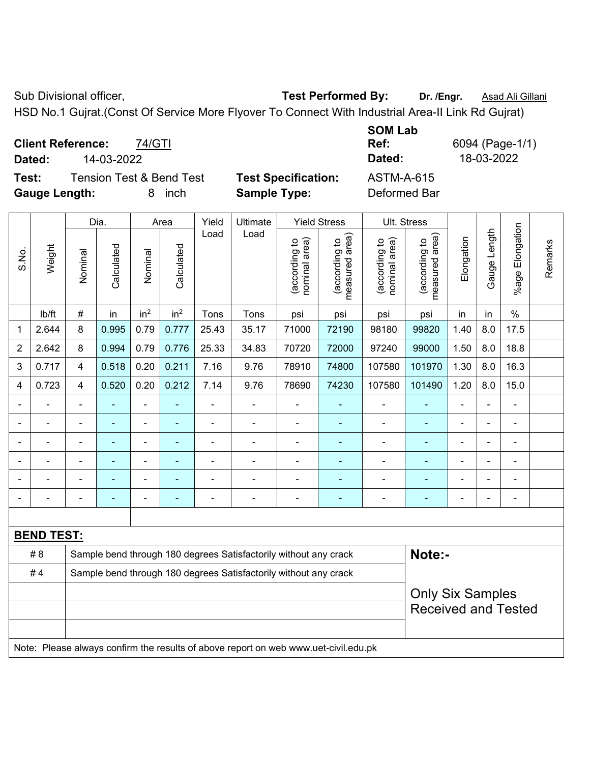Sub Divisional officer, **Test Performed By:** **Dr. /Engr.** Asad Ali Gillani

HSD No.1 Gujrat.(Const Of Service More Flyover To Connect With Industrial Area-II Link Rd Gujrat)

**Client Reference:** 74/GTI

**Dated:** 14-03-2022

**SOM Lab Ref:** 6094 (Page-1/1)

**Dated:** 18-03-2022

**Test:** Tension Test & Bend Test **Test Specification:** ASTM-A-615

**Gauge Length:** 8 inch **Sample Type:** Deformed Bar

| S.No. | Weight | Dia. | | Area | | Yield Load | Ultimate Load | Yield Stress | | Ult. Stress | | Elongation | Gauge Length | %age Elongation | Remarks |
|---|---|---|---|---|---|---|---|---|---|---|---|---|---|---|---|
| | | Nominal | Calculated | Nominal | Calculated | | | (according to nominal area) | (according to measured area) | (according to nominal area) | (according to measured area) | | | | |
| | lb/ft | # | in | in$^2$ | in$^2$ | Tons | Tons | psi | psi | psi | psi | in | in | % | |
| 1 | 2.644 | 8 | 0.995 | 0.79 | 0.777 | 25.43 | 35.17 | 71000 | 72190 | 98180 | 99820 | 1.40 | 8.0 | 17.5 | |
| 2 | 2.642 | 8 | 0.994 | 0.79 | 0.776 | 25.33 | 34.83 | 70720 | 72000 | 97240 | 99000 | 1.50 | 8.0 | 18.8 | |
| 3 | 0.717 | 4 | 0.518 | 0.20 | 0.211 | 7.16 | 9.76 | 78910 | 74800 | 107580 | 101970 | 1.30 | 8.0 | 16.3 | |
| 4 | 0.723 | 4 | 0.520 | 0.20 | 0.212 | 7.14 | 9.76 | 78690 | 74230 | 107580 | 101490 | 1.20 | 8.0 | 15.0 | |
| - | - | - | - | - | - | - | - | - | - | - | - | - | - | - | |
| - | - | - | - | - | - | - | - | - | - | - | - | - | - | - | |
| - | - | - | - | - | - | - | - | - | - | - | - | - | - | - | |
| - | - | - | - | - | - | - | - | - | - | - | - | - | - | - | |
| - | - | - | - | - | - | - | - | - | - | - | - | - | - | - | |
| - | - | - | - | - | - | - | - | - | - | - | - | - | - | - | |

**BEND TEST:**

| | | |
|---|---|---|
| # 8 | Sample bend through 180 degrees Satisfactorily without any crack | **Note:-** |
| # 4 | Sample bend through 180 degrees Satisfactorily without any crack | Only Six Samples Received and Tested |

Note: Please always confirm the results of above report on web www.uet-civil.edu.pk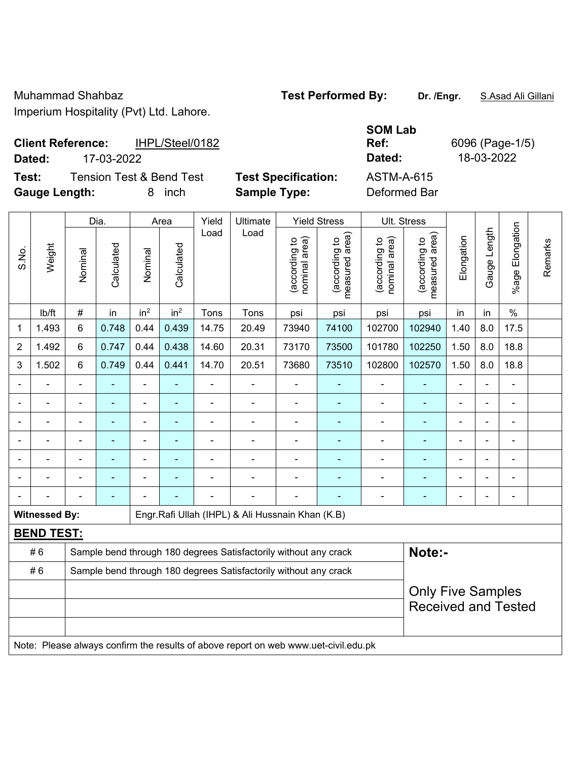Muhammad Shahbaz
Imperium Hospitality (Pvt) Ltd. Lahore.

**Test Performed By:** **Dr. /Engr.** S.Asad Ali Gillani

**Client Reference:** IHPL/Steel/0182
**Dated:** 17-03-2022

**SOM Lab Ref:** 6096 (Page-1/5)
**Dated:** 18-03-2022

**Test:** Tension Test & Bend Test
**Gauge Length:** 8 inch

**Test Specification:** ASTM-A-615
**Sample Type:** Deformed Bar

| S.No. | Weight | Dia. | | Area | | Yield Load | Ultimate Load | Yield Stress | | Ult. Stress | | Elongation | Gauge Length | %age Elongation | Remarks |
|---|---|---|---|---|---|---|---|---|---|---|---|---|---|---|---|
| | | Nominal | Calculated | Nominal | Calculated | | | (according to nominal area) | (according to measured area) | (according to nominal area) | (according to measured area) | | | | |
| | lb/ft | # | in | $in^2$ | $in^2$ | Tons | Tons | psi | psi | psi | psi | in | in | % | |
| 1 | 1.493 | 6 | 0.748 | 0.44 | 0.439 | 14.75 | 20.49 | 73940 | 74100 | 102700 | 102940 | 1.40 | 8.0 | 17.5 | |
| 2 | 1.492 | 6 | 0.747 | 0.44 | 0.438 | 14.60 | 20.31 | 73170 | 73500 | 101780 | 102250 | 1.50 | 8.0 | 18.8 | |
| 3 | 1.502 | 6 | 0.749 | 0.44 | 0.441 | 14.70 | 20.51 | 73680 | 73510 | 102800 | 102570 | 1.50 | 8.0 | 18.8 | |
| - | - | - | - | - | - | - | - | - | - | - | - | - | - | - | |
| - | - | - | - | - | - | - | - | - | - | - | - | - | - | - | |
| - | - | - | - | - | - | - | - | - | - | - | - | - | - | - | |
| - | - | - | - | - | - | - | - | - | - | - | - | - | - | - | |
| - | - | - | - | - | - | - | - | - | - | - | - | - | - | - | |
| - | - | - | - | - | - | - | - | - | - | - | - | - | - | - | |
| - | - | - | - | - | - | - | - | - | - | - | - | - | - | - | |

**Witnessed By:** Engr.Rafi Ullah (IHPL) & Ali Hussnain Khan (K.B)

**BEND TEST:**

| | |
|---|---|
| # 6 | Sample bend through 180 degrees Satisfactorily without any crack |
| # 6 | Sample bend through 180 degrees Satisfactorily without any crack |
| | |
| | |
| | |

**Note:-**

Only Five Samples Received and Tested

Note: Please always confirm the results of above report on web www.uet-civil.edu.pk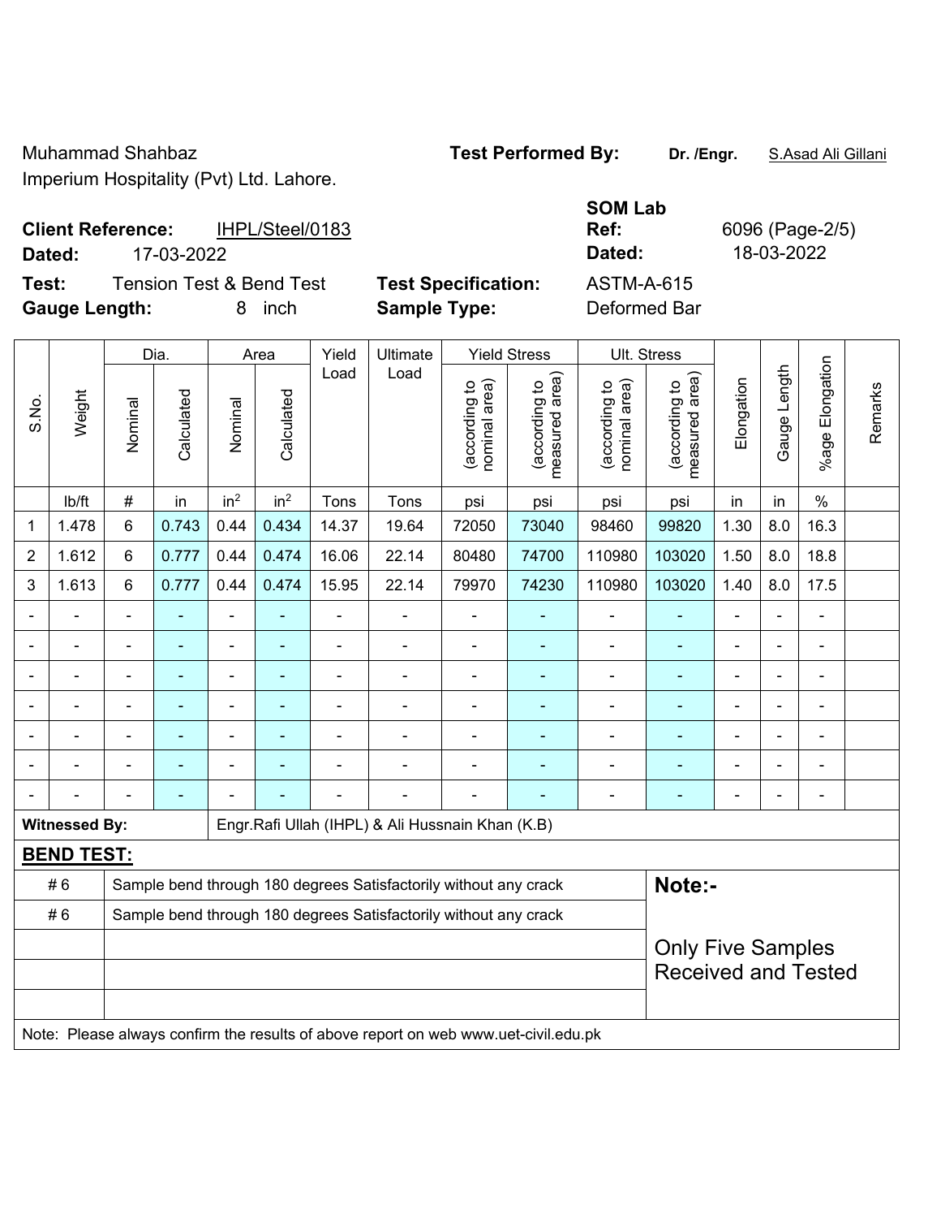Muhammad Shahbaz
Imperium Hospitality (Pvt) Ltd. Lahore.

**Test Performed By:** **Dr. /Engr.** S.Asad Ali Gillani

**Client Reference:** IHPL/Steel/0183
**Dated:** 17-03-2022

**SOM Lab Ref:** 6096 (Page-2/5)
**Dated:** 18-03-2022

**Test:** Tension Test & Bend Test
**Gauge Length:** 8 inch

**Test Specification:** ASTM-A-615
**Sample Type:** Deformed Bar

| S.No. | Weight | Dia. | | Area | | Yield Load | Ultimate Load | Yield Stress | | Ult. Stress | | Elongation | Gauge Length | %age Elongation | Remarks |
|---|---|---|---|---|---|---|---|---|---|---|---|---|---|---|---|
| | | Nominal | Calculated | Nominal | Calculated | | | (according to nominal area) | (according to measured area) | (according to nominal area) | (according to measured area) | | | | |
| | lb/ft | # | in | in$^2$ | in$^2$ | Tons | Tons | psi | psi | psi | psi | in | in | % | |
| 1 | 1.478 | 6 | 0.743 | 0.44 | 0.434 | 14.37 | 19.64 | 72050 | 73040 | 98460 | 99820 | 1.30 | 8.0 | 16.3 | |
| 2 | 1.612 | 6 | 0.777 | 0.44 | 0.474 | 16.06 | 22.14 | 80480 | 74700 | 110980 | 103020 | 1.50 | 8.0 | 18.8 | |
| 3 | 1.613 | 6 | 0.777 | 0.44 | 0.474 | 15.95 | 22.14 | 79970 | 74230 | 110980 | 103020 | 1.40 | 8.0 | 17.5 | |
| - | - | - | - | - | - | - | - | - | - | - | - | - | - | - | |
| - | - | - | - | - | - | - | - | - | - | - | - | - | - | - | |
| - | - | - | - | - | - | - | - | - | - | - | - | - | - | - | |
| - | - | - | - | - | - | - | - | - | - | - | - | - | - | - | |
| - | - | - | - | - | - | - | - | - | - | - | - | - | - | - | |
| - | - | - | - | - | - | - | - | - | - | - | - | - | - | - | |
| - | - | - | - | - | - | - | - | - | - | - | - | - | - | - | |

**Witnessed By:** Engr.Rafi Ullah (IHPL) & Ali Hussnain Khan (K.B)

**BEND TEST:**

| | | |
|---|---|---|
| # 6 | Sample bend through 180 degrees Satisfactorily without any crack | **Note:-** |
| # 6 | Sample bend through 180 degrees Satisfactorily without any crack | Only Five Samples Received and Tested |
| | | |
| | | |
| | | |

Note: Please always confirm the results of above report on web www.uet-civil.edu.pk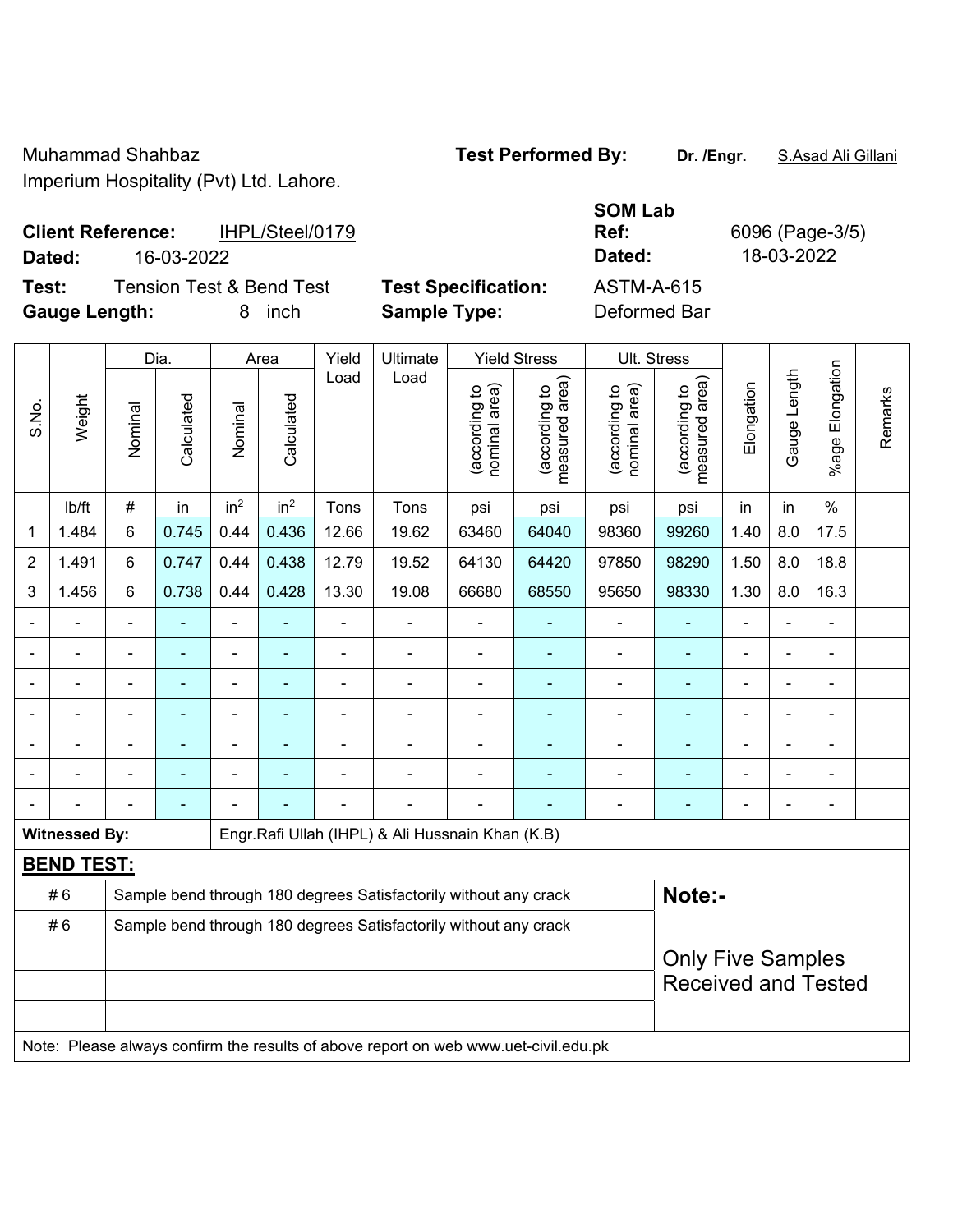Muhammad Shahbaz
Imperium Hospitality (Pvt) Ltd. Lahore.

**Test Performed By:** **Dr. /Engr.** S.Asad Ali Gillani

**Client Reference:** IHPL/Steel/0179
**Dated:** 16-03-2022

**SOM Lab Ref:** 6096 (Page-3/5)
**Dated:** 18-03-2022

**Test:** Tension Test & Bend Test
**Gauge Length:** 8 inch

**Test Specification:** ASTM-A-615
**Sample Type:** Deformed Bar

| S.No. | Weight | Dia. | | Area | | Yield Load | Ultimate Load | Yield Stress | | Ult. Stress | | Elongation | Gauge Length | %age Elongation | Remarks |
|---|---|---|---|---|---|---|---|---|---|---|---|---|---|---|---|
| | | Nominal | Calculated | Nominal | Calculated | | | (according to nominal area) | (according to measured area) | (according to nominal area) | (according to measured area) | | | | |
| | lb/ft | # | in | in² | in² | Tons | Tons | psi | psi | psi | psi | in | in | % | |
| 1 | 1.484 | 6 | 0.745 | 0.44 | 0.436 | 12.66 | 19.62 | 63460 | 64040 | 98360 | 99260 | 1.40 | 8.0 | 17.5 | |
| 2 | 1.491 | 6 | 0.747 | 0.44 | 0.438 | 12.79 | 19.52 | 64130 | 64420 | 97850 | 98290 | 1.50 | 8.0 | 18.8 | |
| 3 | 1.456 | 6 | 0.738 | 0.44 | 0.428 | 13.30 | 19.08 | 66680 | 68550 | 95650 | 98330 | 1.30 | 8.0 | 16.3 | |
| - | - | - | - | - | - | - | - | - | - | - | - | - | - | - | |
| - | - | - | - | - | - | - | - | - | - | - | - | - | - | - | |
| - | - | - | - | - | - | - | - | - | - | - | - | - | - | - | |
| - | - | - | - | - | - | - | - | - | - | - | - | - | - | - | |
| - | - | - | - | - | - | - | - | - | - | - | - | - | - | - | |
| - | - | - | - | - | - | - | - | - | - | - | - | - | - | - | |
| - | - | - | - | - | - | - | - | - | - | - | - | - | - | - | |

**Witnessed By:** Engr.Rafi Ullah (IHPL) & Ali Hussnain Khan (K.B)

**BEND TEST:**

| | |
|---|---|
| # 6 | Sample bend through 180 degrees Satisfactorily without any crack |
| # 6 | Sample bend through 180 degrees Satisfactorily without any crack |

**Note:-**

Only Five Samples Received and Tested

Note: Please always confirm the results of above report on web www.uet-civil.edu.pk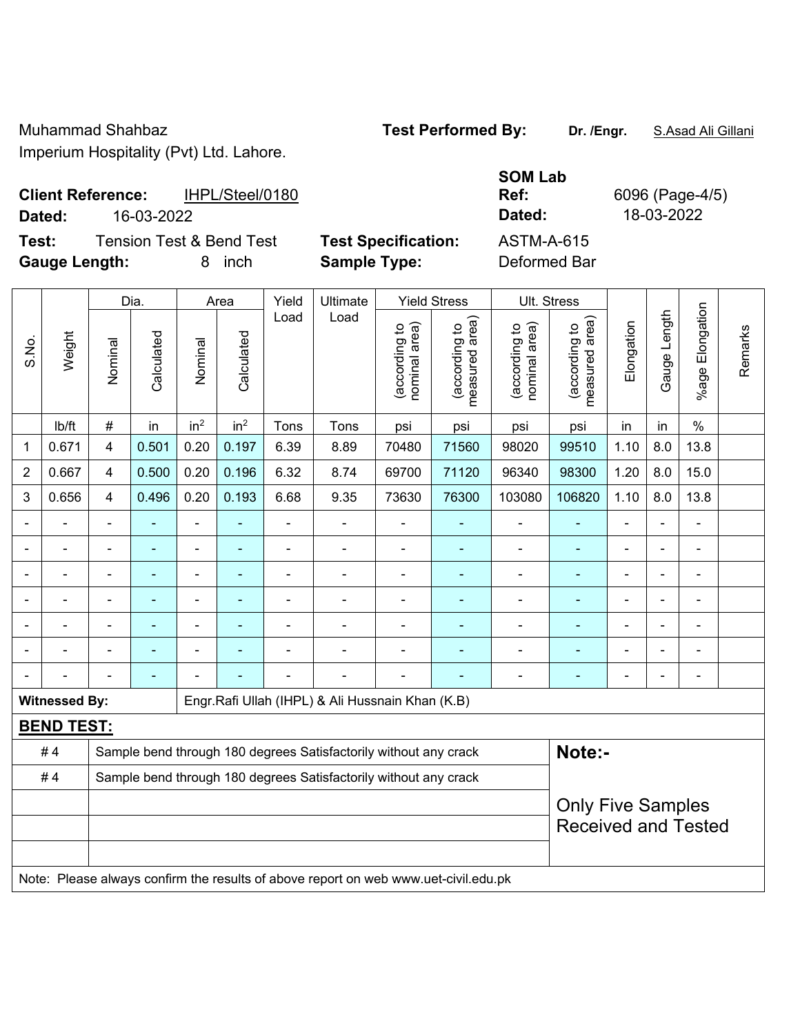Muhammad Shahbaz
Imperium Hospitality (Pvt) Ltd. Lahore.

**Test Performed By:** **Dr. /Engr.** S.Asad Ali Gillani

**Client Reference:** IHPL/Steel/0180
**Dated:** 16-03-2022

**SOM Lab Ref:** 6096 (Page-4/5)
**Dated:** 18-03-2022

**Test:** Tension Test & Bend Test
**Gauge Length:** 8 inch

**Test Specification:** ASTM-A-615
**Sample Type:** Deformed Bar

| S.No. | Weight | Dia. | | Area | | Yield Load | Ultimate Load | Yield Stress | | Ult. Stress | | Elongation | Gauge Length | %age Elongation | Remarks |
|---|---|---|---|---|---|---|---|---|---|---|---|---|---|---|---|
| | | Nominal | Calculated | Nominal | Calculated | | | (according to nominal area) | (according to measured area) | (according to nominal area) | (according to measured area) | | | | |
| | lb/ft | # | in | in$^2$ | in$^2$ | Tons | Tons | psi | psi | psi | psi | in | in | % | |
| 1 | 0.671 | 4 | 0.501 | 0.20 | 0.197 | 6.39 | 8.89 | 70480 | 71560 | 98020 | 99510 | 1.10 | 8.0 | 13.8 | |
| 2 | 0.667 | 4 | 0.500 | 0.20 | 0.196 | 6.32 | 8.74 | 69700 | 71120 | 96340 | 98300 | 1.20 | 8.0 | 15.0 | |
| 3 | 0.656 | 4 | 0.496 | 0.20 | 0.193 | 6.68 | 9.35 | 73630 | 76300 | 103080 | 106820 | 1.10 | 8.0 | 13.8 | |
| - | - | - | - | - | - | - | - | - | - | - | - | - | - | - | |
| - | - | - | - | - | - | - | - | - | - | - | - | - | - | - | |
| - | - | - | - | - | - | - | - | - | - | - | - | - | - | - | |
| - | - | - | - | - | - | - | - | - | - | - | - | - | - | - | |
| - | - | - | - | - | - | - | - | - | - | - | - | - | - | - | |
| - | - | - | - | - | - | - | - | - | - | - | - | - | - | - | |
| - | - | - | - | - | - | - | - | - | - | - | - | - | - | - | |

**Witnessed By:** Engr.Rafi Ullah (IHPL) & Ali Hussnain Khan (K.B)

**BEND TEST:**

| | | |
|---|---|---|
| # 4 | Sample bend through 180 degrees Satisfactorily without any crack | **Note:-** |
| # 4 | Sample bend through 180 degrees Satisfactorily without any crack | Only Five Samples Received and Tested |
| | | |
| | | |
| | | |

Note: Please always confirm the results of above report on web www.uet-civil.edu.pk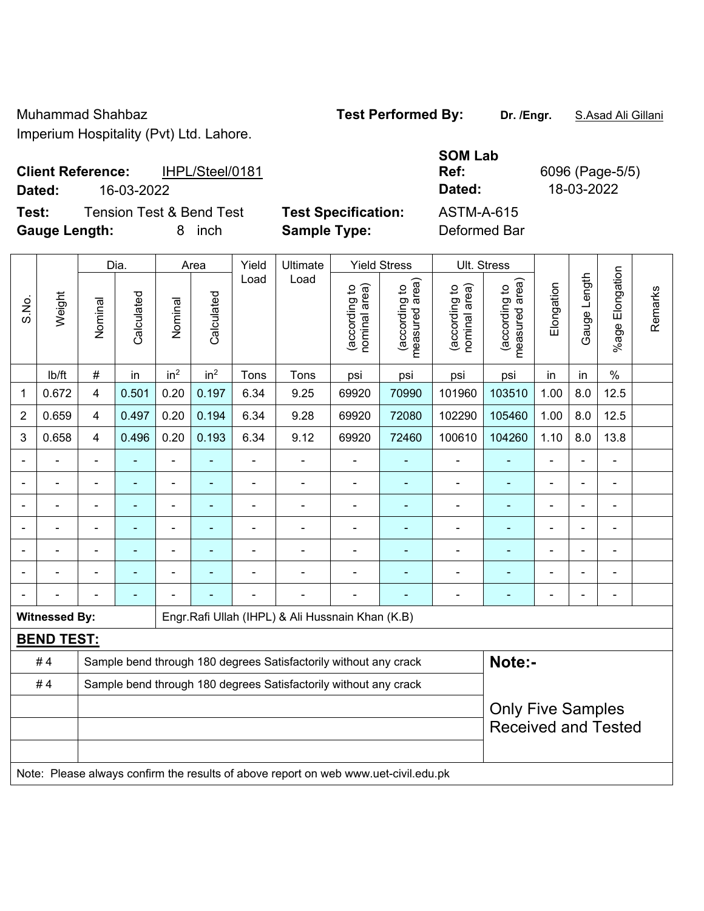Muhammad Shahbaz
Imperium Hospitality (Pvt) Ltd. Lahore.

**Test Performed By:** **Dr. /Engr.** S.Asad Ali Gillani

**Client Reference:** IHPL/Steel/0181
**Dated:** 16-03-2022

**SOM Lab Ref:** 6096 (Page-5/5)
**Dated:** 18-03-2022

**Test:** Tension Test & Bend Test
**Gauge Length:** 8 inch

**Test Specification:** ASTM-A-615
**Sample Type:** Deformed Bar

| S.No. | Weight | Dia. | | Area | | Yield Load | Ultimate Load | Yield Stress | | Ult. Stress | | Elongation | Gauge Length | %age Elongation | Remarks |
|---|---|---|---|---|---|---|---|---|---|---|---|---|---|---|---|
| | | Nominal | Calculated | Nominal | Calculated | | | (according to nominal area) | (according to measured area) | (according to nominal area) | (according to measured area) | | | | |
| | lb/ft | # | in | in² | in² | Tons | Tons | psi | psi | psi | psi | in | in | % | |
| 1 | 0.672 | 4 | 0.501 | 0.20 | 0.197 | 6.34 | 9.25 | 69920 | 70990 | 101960 | 103510 | 1.00 | 8.0 | 12.5 | |
| 2 | 0.659 | 4 | 0.497 | 0.20 | 0.194 | 6.34 | 9.28 | 69920 | 72080 | 102290 | 105460 | 1.00 | 8.0 | 12.5 | |
| 3 | 0.658 | 4 | 0.496 | 0.20 | 0.193 | 6.34 | 9.12 | 69920 | 72460 | 100610 | 104260 | 1.10 | 8.0 | 13.8 | |
| - | - | - | - | - | - | - | - | - | - | - | - | - | - | - | |
| - | - | - | - | - | - | - | - | - | - | - | - | - | - | - | |
| - | - | - | - | - | - | - | - | - | - | - | - | - | - | - | |
| - | - | - | - | - | - | - | - | - | - | - | - | - | - | - | |
| - | - | - | - | - | - | - | - | - | - | - | - | - | - | - | |
| - | - | - | - | - | - | - | - | - | - | - | - | - | - | - | |
| - | - | - | - | - | - | - | - | - | - | - | - | - | - | - | |

**Witnessed By:** Engr.Rafi Ullah (IHPL) & Ali Hussnain Khan (K.B)

**BEND TEST:**

| | |
|---|---|
| # 4 | Sample bend through 180 degrees Satisfactorily without any crack |
| # 4 | Sample bend through 180 degrees Satisfactorily without any crack |

**Note:-**

Only Five Samples Received and Tested

Note: Please always confirm the results of above report on web www.uet-civil.edu.pk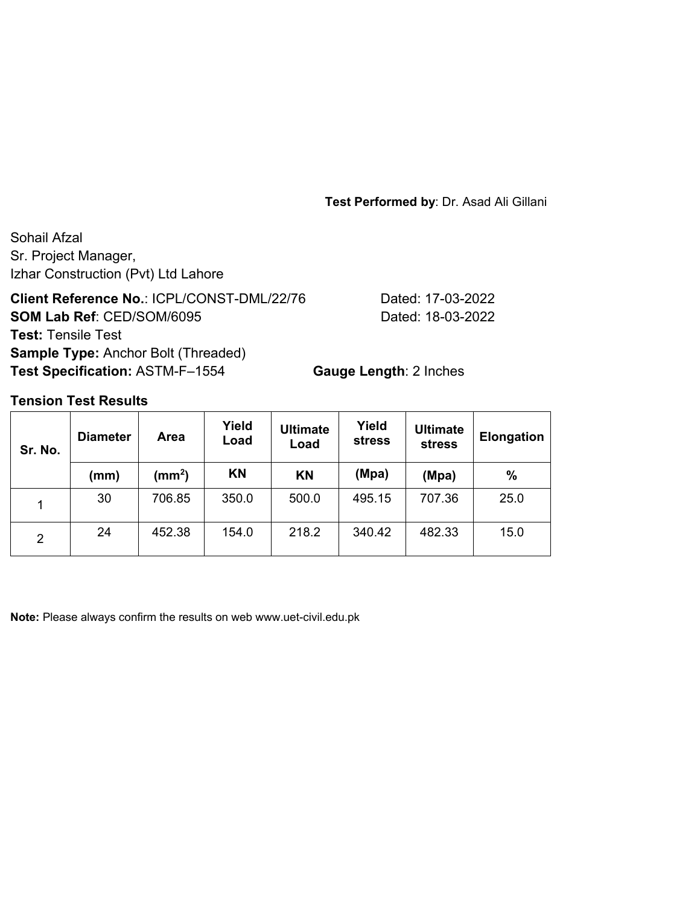**Test Performed by**: Dr. Asad Ali Gillani

Sohail Afzal
Sr. Project Manager,
Izhar Construction (Pvt) Ltd Lahore

**Client Reference No.**: ICPL/CONST-DML/22/76 Dated: 17-03-2022
**SOM Lab Ref**: CED/SOM/6095 Dated: 18-03-2022
**Test:** Tensile Test
**Sample Type:** Anchor Bolt (Threaded)
**Test Specification:** ASTM-F–1554 **Gauge Length**: 2 Inches

**Tension Test Results**

| Sr. No. | Diameter | Area | Yield Load | Ultimate Load | Yield stress | Ultimate stress | Elongation |
|---|---|---|---|---|---|---|---|
| | (mm) | ($mm^2$) | KN | KN | (Mpa) | (Mpa) | % |
| 1 | 30 | 706.85 | 350.0 | 500.0 | 495.15 | 707.36 | 25.0 |
| 2 | 24 | 452.38 | 154.0 | 218.2 | 340.42 | 482.33 | 15.0 |

**Note:** Please always confirm the results on web www.uet-civil.edu.pk